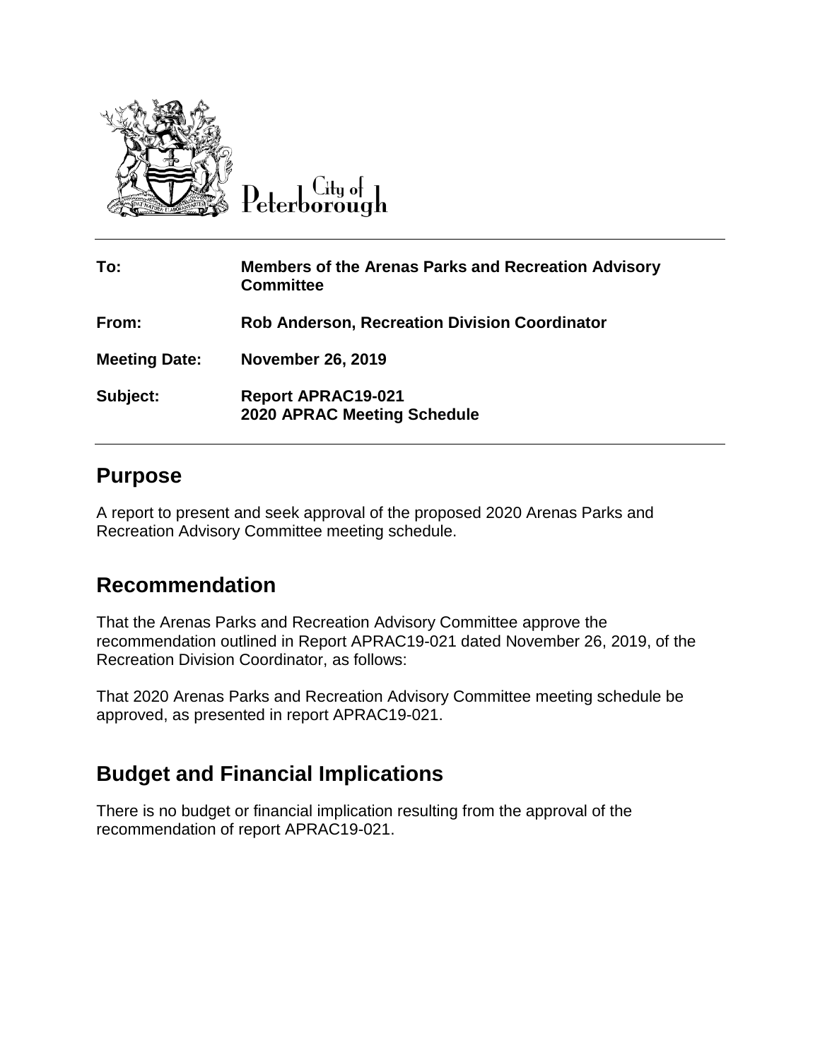City of Peterborough

| | |
|---|---|
| **To:** | **Members of the Arenas Parks and Recreation Advisory Committee** |
| **From:** | **Rob Anderson, Recreation Division Coordinator** |
| **Meeting Date:** | **November 26, 2019** |
| **Subject:** | **Report APRAC19-021**<br>**2020 APRAC Meeting Schedule** |

## Purpose

A report to present and seek approval of the proposed 2020 Arenas Parks and Recreation Advisory Committee meeting schedule.

## Recommendation

That the Arenas Parks and Recreation Advisory Committee approve the recommendation outlined in Report APRAC19-021 dated November 26, 2019, of the Recreation Division Coordinator, as follows:

That 2020 Arenas Parks and Recreation Advisory Committee meeting schedule be approved, as presented in report APRAC19-021.

## Budget and Financial Implications

There is no budget or financial implication resulting from the approval of the recommendation of report APRAC19-021.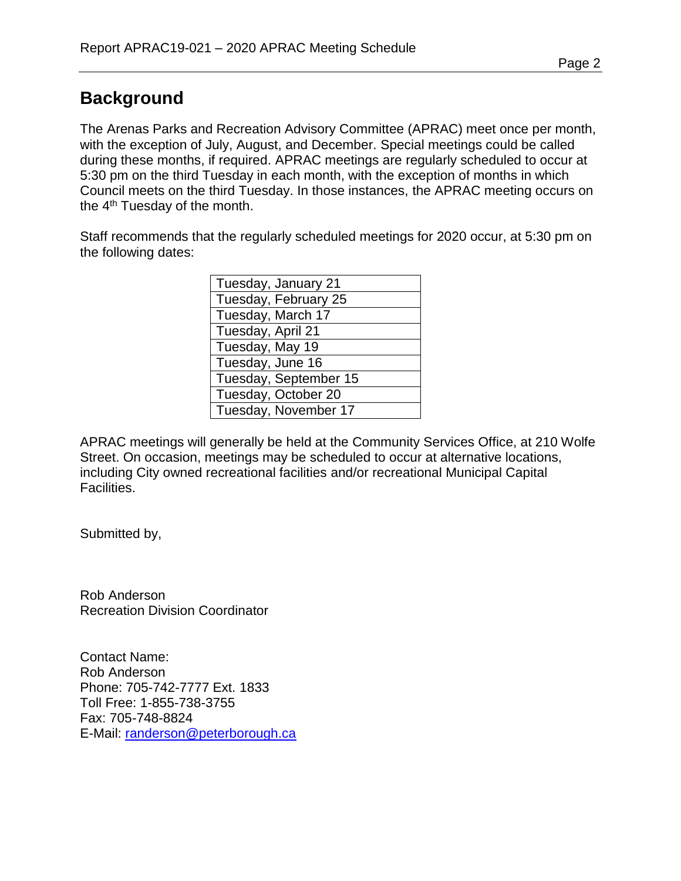## Background

The Arenas Parks and Recreation Advisory Committee (APRAC) meet once per month, with the exception of July, August, and December. Special meetings could be called during these months, if required. APRAC meetings are regularly scheduled to occur at 5:30 pm on the third Tuesday in each month, with the exception of months in which Council meets on the third Tuesday. In those instances, the APRAC meeting occurs on the 4th Tuesday of the month.

Staff recommends that the regularly scheduled meetings for 2020 occur, at 5:30 pm on the following dates:

| |
|---|
| Tuesday, January 21 |
| Tuesday, February 25 |
| Tuesday, March 17 |
| Tuesday, April 21 |
| Tuesday, May 19 |
| Tuesday, June 16 |
| Tuesday, September 15 |
| Tuesday, October 20 |
| Tuesday, November 17 |

APRAC meetings will generally be held at the Community Services Office, at 210 Wolfe Street. On occasion, meetings may be scheduled to occur at alternative locations, including City owned recreational facilities and/or recreational Municipal Capital Facilities.

Submitted by,

Rob Anderson
Recreation Division Coordinator

Contact Name:
Rob Anderson
Phone: 705-742-7777 Ext. 1833
Toll Free: 1-855-738-3755
Fax: 705-748-8824
E-Mail: randerson@peterborough.ca